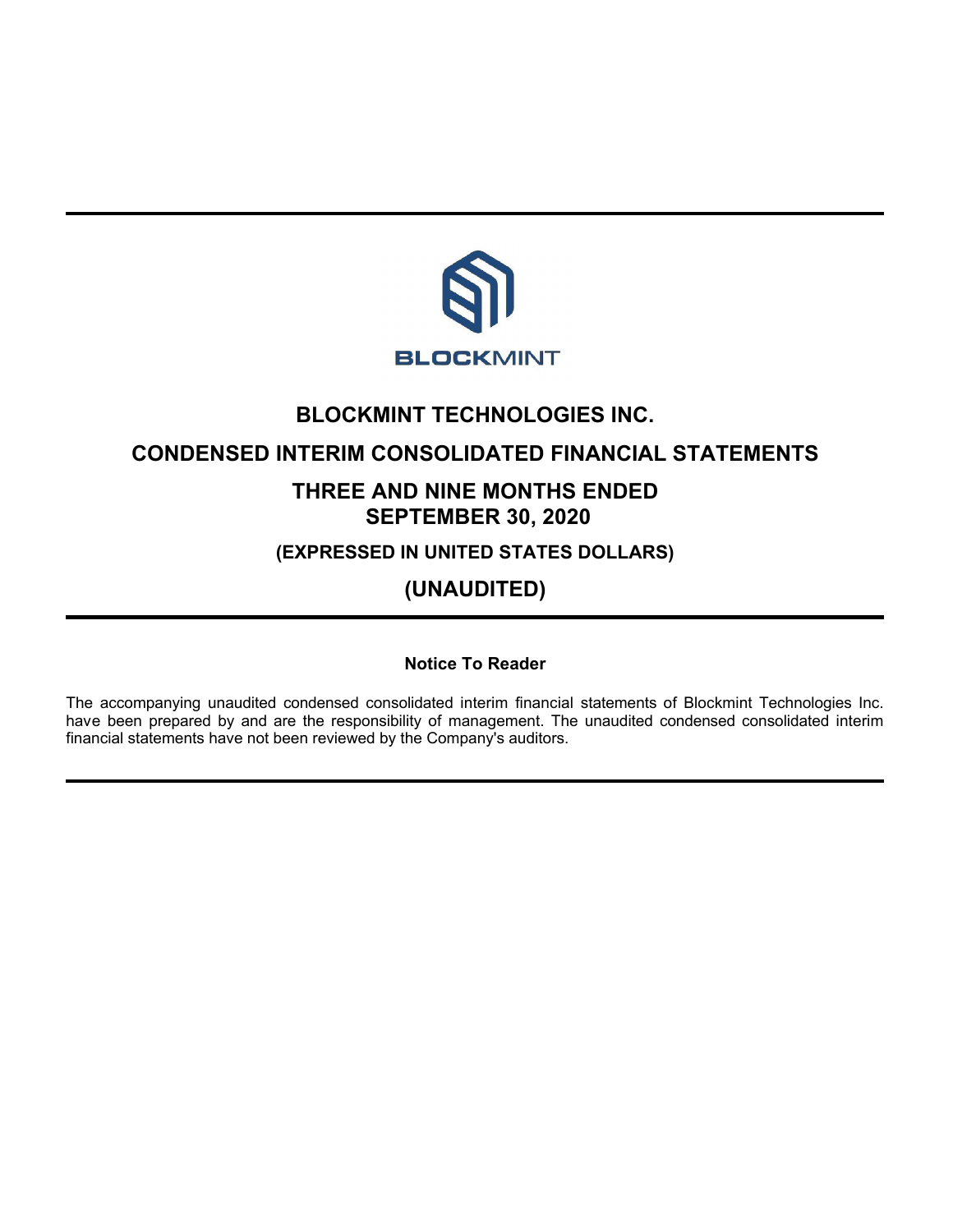BLOCKMINT

# BLOCKMINT TECHNOLOGIES INC.

## CONDENSED INTERIM CONSOLIDATED FINANCIAL STATEMENTS

## THREE AND NINE MONTHS ENDED SEPTEMBER 30, 2020

### (EXPRESSED IN UNITED STATES DOLLARS)

## (UNAUDITED)

**Notice To Reader**

The accompanying unaudited condensed consolidated interim financial statements of Blockmint Technologies Inc. have been prepared by and are the responsibility of management. The unaudited condensed consolidated interim financial statements have not been reviewed by the Company's auditors.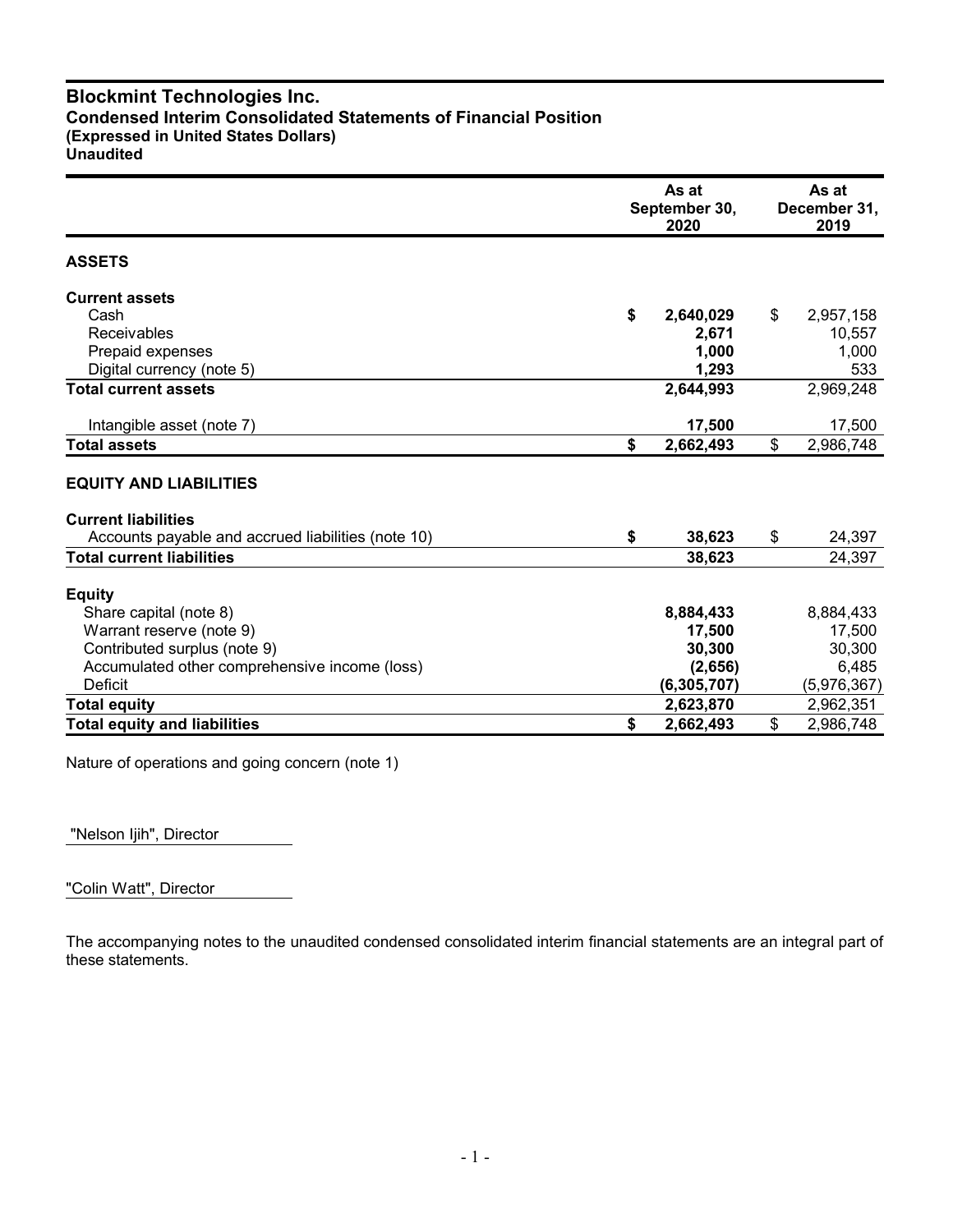# Blockmint Technologies Inc.
## Condensed Interim Consolidated Statements of Financial Position
**(Expressed in United States Dollars)**
**Unaudited**

| | As at September 30, 2020 | As at December 31, 2019 |
|---|---|---|
| **ASSETS** | | |
| **Current assets** | | |
| Cash | **$ 2,640,029** | $ 2,957,158 |
| Receivables | **2,671** | 10,557 |
| Prepaid expenses | **1,000** | 1,000 |
| Digital currency (note 5) | **1,293** | 533 |
| **Total current assets** | **2,644,993** | 2,969,248 |
| Intangible asset (note 7) | **17,500** | 17,500 |
| **Total assets** | **$ 2,662,493** | $ 2,986,748 |
| **EQUITY AND LIABILITIES** | | |
| **Current liabilities** | | |
| Accounts payable and accrued liabilities (note 10) | **$ 38,623** | $ 24,397 |
| **Total current liabilities** | **38,623** | 24,397 |
| **Equity** | | |
| Share capital (note 8) | **8,884,433** | 8,884,433 |
| Warrant reserve (note 9) | **17,500** | 17,500 |
| Contributed surplus (note 9) | **30,300** | 30,300 |
| Accumulated other comprehensive income (loss) | **(2,656)** | 6,485 |
| Deficit | **(6,305,707)** | (5,976,367) |
| **Total equity** | **2,623,870** | 2,962,351 |
| **Total equity and liabilities** | **$ 2,662,493** | $ 2,986,748 |

Nature of operations and going concern (note 1)

"Nelson Ijih", Director

"Colin Watt", Director

The accompanying notes to the unaudited condensed consolidated interim financial statements are an integral part of these statements.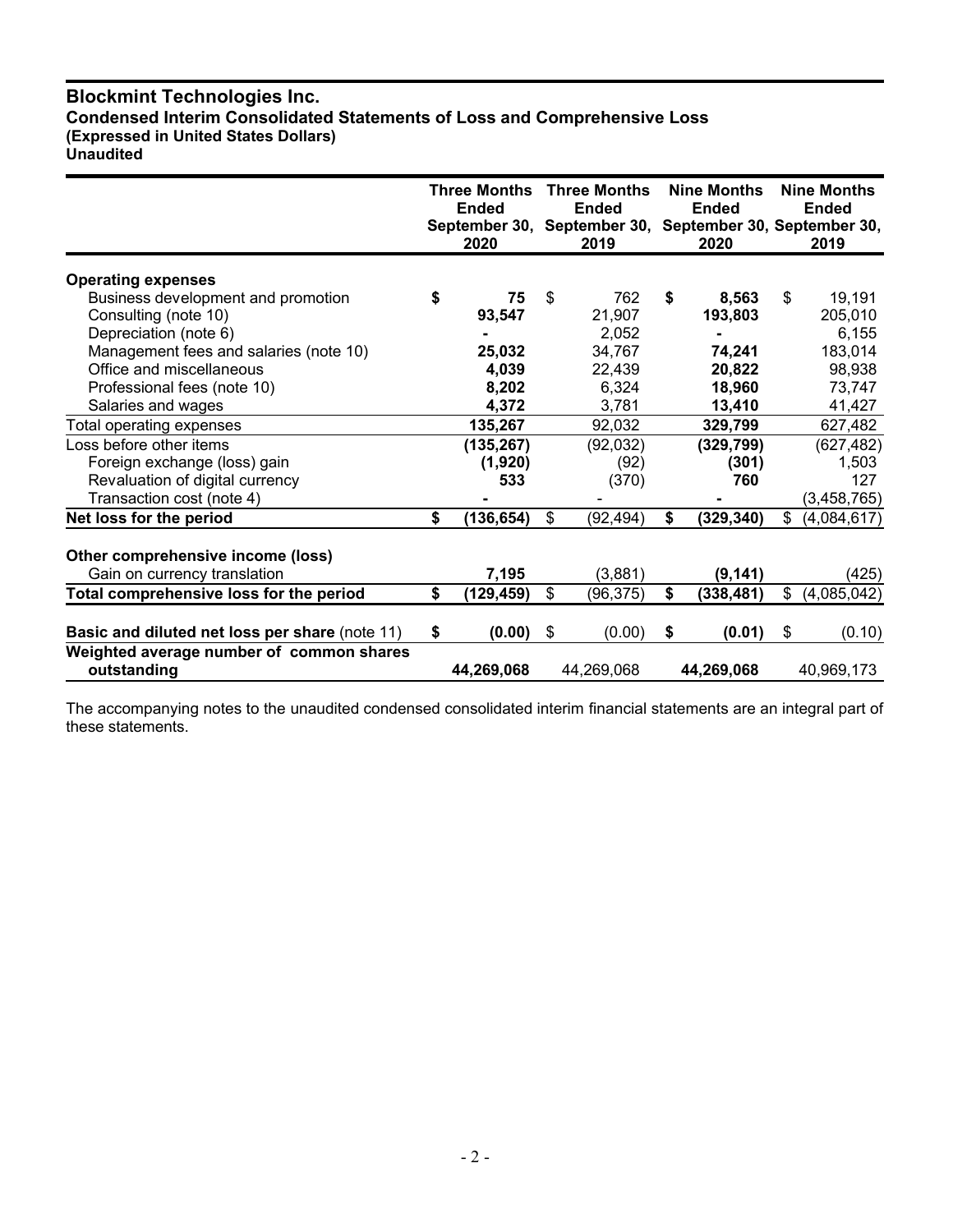# Blockmint Technologies Inc.

**Condensed Interim Consolidated Statements of Loss and Comprehensive Loss**
**(Expressed in United States Dollars)**
**Unaudited**

| | Three Months Ended September 30, 2020 | Three Months Ended September 30, 2019 | Nine Months Ended September 30, 2020 | Nine Months Ended September 30, 2019 |
|---|---|---|---|---|
| **Operating expenses** | | | | |
| Business development and promotion | **$ 75** | $ 762 | **$ 8,563** | $ 19,191 |
| Consulting (note 10) | **93,547** | 21,907 | **193,803** | 205,010 |
| Depreciation (note 6) | **-** | 2,052 | **-** | 6,155 |
| Management fees and salaries (note 10) | **25,032** | 34,767 | **74,241** | 183,014 |
| Office and miscellaneous | **4,039** | 22,439 | **20,822** | 98,938 |
| Professional fees (note 10) | **8,202** | 6,324 | **18,960** | 73,747 |
| Salaries and wages | **4,372** | 3,781 | **13,410** | 41,427 |
| Total operating expenses | **135,267** | 92,032 | **329,799** | 627,482 |
| Loss before other items | **(135,267)** | (92,032) | **(329,799)** | (627,482) |
| Foreign exchange (loss) gain | **(1,920)** | (92) | **(301)** | 1,503 |
| Revaluation of digital currency | **533** | (370) | **760** | 127 |
| Transaction cost (note 4) | **-** | - | **-** | (3,458,765) |
| **Net loss for the period** | **$ (136,654)** | $ (92,494) | **$ (329,340)** | $ (4,084,617) |
| **Other comprehensive income (loss)** | | | | |
| Gain on currency translation | **7,195** | (3,881) | **(9,141)** | (425) |
| **Total comprehensive loss for the period** | **$ (129,459)** | $ (96,375) | **$ (338,481)** | $ (4,085,042) |
| **Basic and diluted net loss per share** (note 11) | **$ (0.00)** | $ (0.00) | **$ (0.01)** | $ (0.10) |
| **Weighted average number of common shares outstanding** | **44,269,068** | 44,269,068 | **44,269,068** | 40,969,173 |

The accompanying notes to the unaudited condensed consolidated interim financial statements are an integral part of these statements.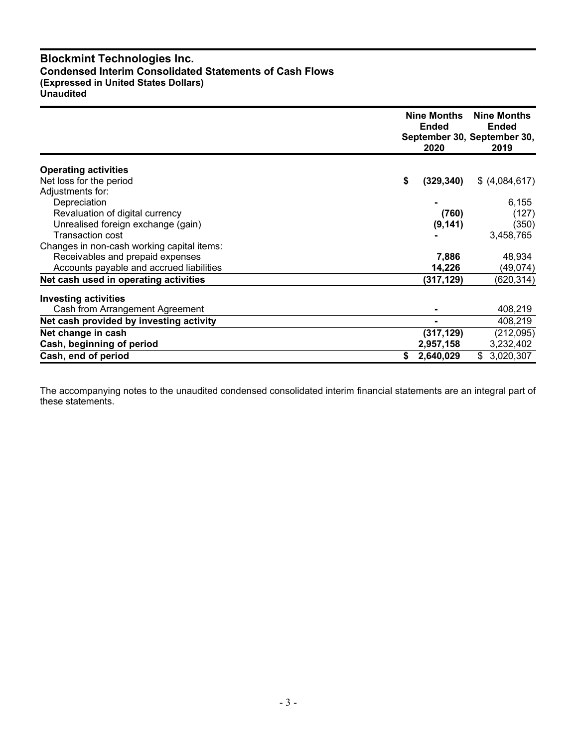# Blockmint Technologies Inc.

## Condensed Interim Consolidated Statements of Cash Flows

**(Expressed in United States Dollars)**

**Unaudited**

| | Nine Months Ended September 30, 2020 | Nine Months Ended September 30, 2019 |
|---|---|---|
| **Operating activities** | | |
| Net loss for the period | **$ (329,340)** | $ (4,084,617) |
| Adjustments for: | | |
| Depreciation | **-** | 6,155 |
| Revaluation of digital currency | **(760)** | (127) |
| Unrealised foreign exchange (gain) | **(9,141)** | (350) |
| Transaction cost | **-** | 3,458,765 |
| Changes in non-cash working capital items: | | |
| Receivables and prepaid expenses | **7,886** | 48,934 |
| Accounts payable and accrued liabilities | **14,226** | (49,074) |
| **Net cash used in operating activities** | **(317,129)** | (620,314) |
| **Investing activities** | | |
| Cash from Arrangement Agreement | **-** | 408,219 |
| **Net cash provided by investing activity** | **-** | 408,219 |
| **Net change in cash** | **(317,129)** | (212,095) |
| **Cash, beginning of period** | **2,957,158** | 3,232,402 |
| **Cash, end of period** | **$ 2,640,029** | $ 3,020,307 |

The accompanying notes to the unaudited condensed consolidated interim financial statements are an integral part of these statements.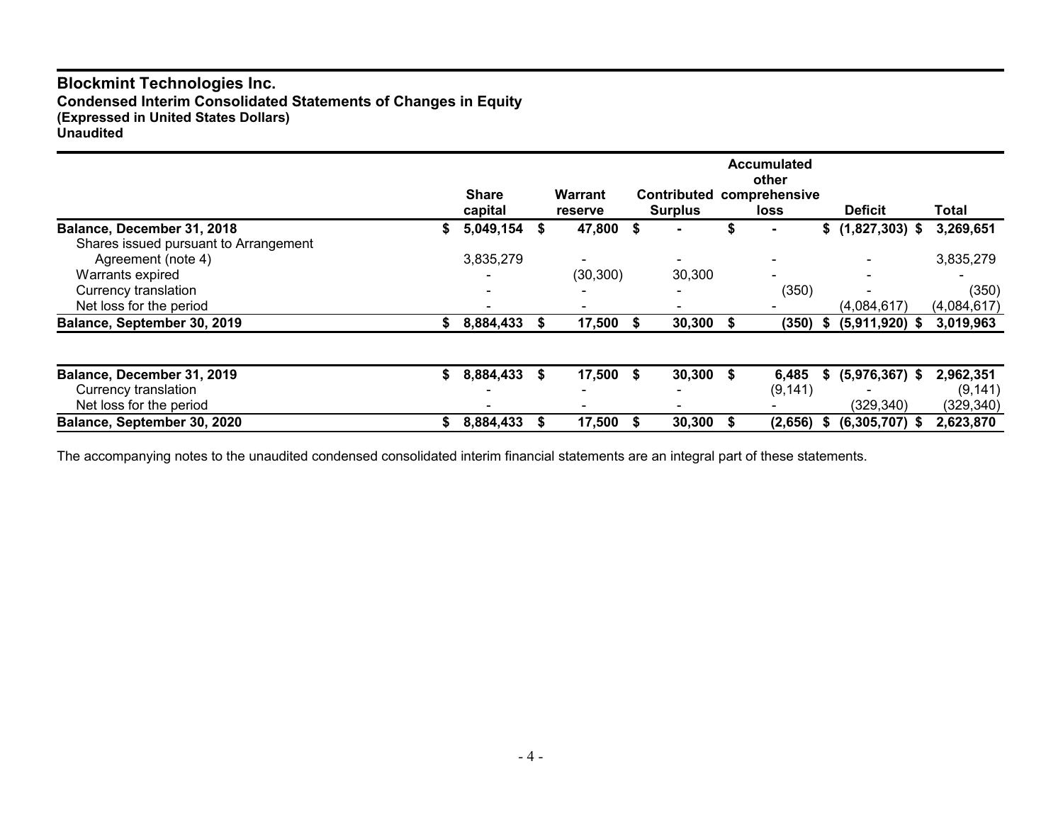# Blockmint Technologies Inc.

**Condensed Interim Consolidated Statements of Changes in Equity**
**(Expressed in United States Dollars)**
**Unaudited**

| | Share capital | Warrant reserve | Contributed Surplus | Accumulated other comprehensive loss | Deficit | Total |
|---|---|---|---|---|---|---|
| **Balance, December 31, 2018** | **$ 5,049,154** | **$ 47,800** | **$ -** | **$ -** | **$ (1,827,303)** | **$ 3,269,651** |
| Shares issued pursuant to Arrangement Agreement (note 4) | 3,835,279 | - | - | - | - | 3,835,279 |
| Warrants expired | - | (30,300) | 30,300 | - | - | - |
| Currency translation | - | - | - | (350) | - | (350) |
| Net loss for the period | - | - | - | - | (4,084,617) | (4,084,617) |
| **Balance, September 30, 2019** | **$ 8,884,433** | **$ 17,500** | **$ 30,300** | **$ (350)** | **$ (5,911,920)** | **$ 3,019,963** |
| | | | | | | |
| **Balance, December 31, 2019** | **$ 8,884,433** | **$ 17,500** | **$ 30,300** | **$ 6,485** | **$ (5,976,367)** | **$ 2,962,351** |
| Currency translation | - | - | - | (9,141) | - | (9,141) |
| Net loss for the period | - | - | - | - | (329,340) | (329,340) |
| **Balance, September 30, 2020** | **$ 8,884,433** | **$ 17,500** | **$ 30,300** | **$ (2,656)** | **$ (6,305,707)** | **$ 2,623,870** |

The accompanying notes to the unaudited condensed consolidated interim financial statements are an integral part of these statements.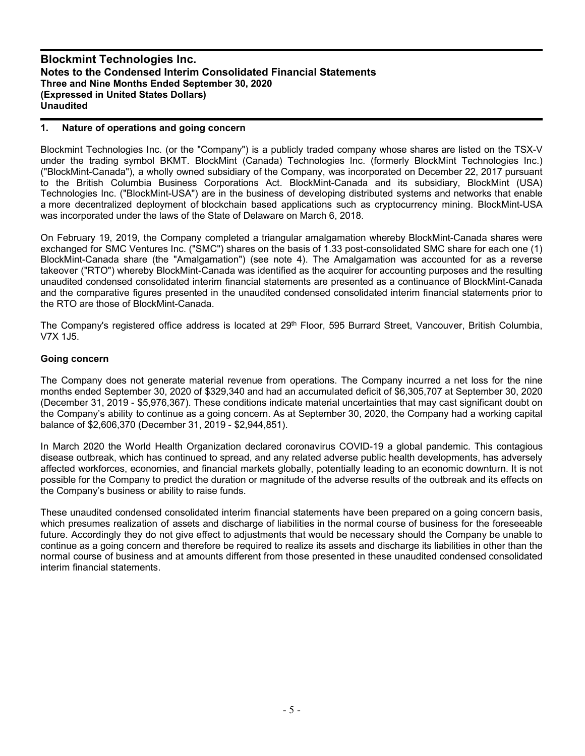## 1. Nature of operations and going concern

Blockmint Technologies Inc. (or the "Company") is a publicly traded company whose shares are listed on the TSX-V under the trading symbol BKMT. BlockMint (Canada) Technologies Inc. (formerly BlockMint Technologies Inc.) ("BlockMint-Canada"), a wholly owned subsidiary of the Company, was incorporated on December 22, 2017 pursuant to the British Columbia Business Corporations Act. BlockMint-Canada and its subsidiary, BlockMint (USA) Technologies Inc. ("BlockMint-USA") are in the business of developing distributed systems and networks that enable a more decentralized deployment of blockchain based applications such as cryptocurrency mining. BlockMint-USA was incorporated under the laws of the State of Delaware on March 6, 2018.

On February 19, 2019, the Company completed a triangular amalgamation whereby BlockMint-Canada shares were exchanged for SMC Ventures Inc. ("SMC") shares on the basis of 1.33 post-consolidated SMC share for each one (1) BlockMint-Canada share (the "Amalgamation") (see note 4). The Amalgamation was accounted for as a reverse takeover ("RTO") whereby BlockMint-Canada was identified as the acquirer for accounting purposes and the resulting unaudited condensed consolidated interim financial statements are presented as a continuance of BlockMint-Canada and the comparative figures presented in the unaudited condensed consolidated interim financial statements prior to the RTO are those of BlockMint-Canada.

The Company's registered office address is located at 29th Floor, 595 Burrard Street, Vancouver, British Columbia, V7X 1J5.

### Going concern

The Company does not generate material revenue from operations. The Company incurred a net loss for the nine months ended September 30, 2020 of $329,340 and had an accumulated deficit of $6,305,707 at September 30, 2020 (December 31, 2019 - $5,976,367). These conditions indicate material uncertainties that may cast significant doubt on the Company's ability to continue as a going concern. As at September 30, 2020, the Company had a working capital balance of $2,606,370 (December 31, 2019 - $2,944,851).

In March 2020 the World Health Organization declared coronavirus COVID-19 a global pandemic. This contagious disease outbreak, which has continued to spread, and any related adverse public health developments, has adversely affected workforces, economies, and financial markets globally, potentially leading to an economic downturn. It is not possible for the Company to predict the duration or magnitude of the adverse results of the outbreak and its effects on the Company's business or ability to raise funds.

These unaudited condensed consolidated interim financial statements have been prepared on a going concern basis, which presumes realization of assets and discharge of liabilities in the normal course of business for the foreseeable future. Accordingly they do not give effect to adjustments that would be necessary should the Company be unable to continue as a going concern and therefore be required to realize its assets and discharge its liabilities in other than the normal course of business and at amounts different from those presented in these unaudited condensed consolidated interim financial statements.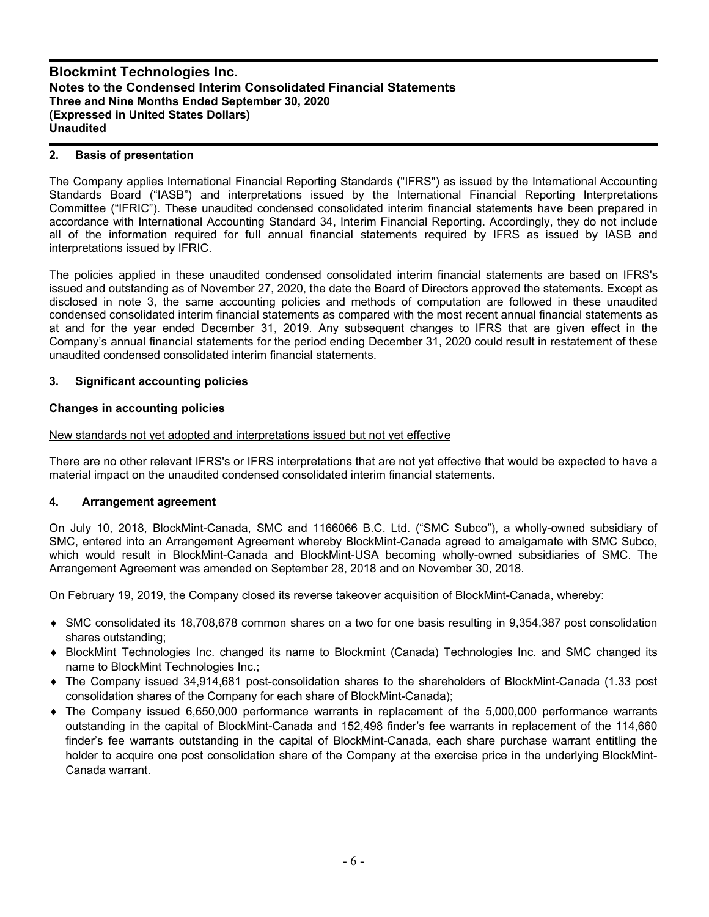## 2. Basis of presentation

The Company applies International Financial Reporting Standards ("IFRS") as issued by the International Accounting Standards Board ("IASB") and interpretations issued by the International Financial Reporting Interpretations Committee ("IFRIC"). These unaudited condensed consolidated interim financial statements have been prepared in accordance with International Accounting Standard 34, Interim Financial Reporting. Accordingly, they do not include all of the information required for full annual financial statements required by IFRS as issued by IASB and interpretations issued by IFRIC.

The policies applied in these unaudited condensed consolidated interim financial statements are based on IFRS's issued and outstanding as of November 27, 2020, the date the Board of Directors approved the statements. Except as disclosed in note 3, the same accounting policies and methods of computation are followed in these unaudited condensed consolidated interim financial statements as compared with the most recent annual financial statements as at and for the year ended December 31, 2019. Any subsequent changes to IFRS that are given effect in the Company's annual financial statements for the period ending December 31, 2020 could result in restatement of these unaudited condensed consolidated interim financial statements.

## 3. Significant accounting policies

### Changes in accounting policies

New standards not yet adopted and interpretations issued but not yet effective

There are no other relevant IFRS's or IFRS interpretations that are not yet effective that would be expected to have a material impact on the unaudited condensed consolidated interim financial statements.

## 4. Arrangement agreement

On July 10, 2018, BlockMint-Canada, SMC and 1166066 B.C. Ltd. ("SMC Subco"), a wholly-owned subsidiary of SMC, entered into an Arrangement Agreement whereby BlockMint-Canada agreed to amalgamate with SMC Subco, which would result in BlockMint-Canada and BlockMint-USA becoming wholly-owned subsidiaries of SMC. The Arrangement Agreement was amended on September 28, 2018 and on November 30, 2018.

On February 19, 2019, the Company closed its reverse takeover acquisition of BlockMint-Canada, whereby:

- SMC consolidated its 18,708,678 common shares on a two for one basis resulting in 9,354,387 post consolidation shares outstanding;
- BlockMint Technologies Inc. changed its name to Blockmint (Canada) Technologies Inc. and SMC changed its name to BlockMint Technologies Inc.;
- The Company issued 34,914,681 post-consolidation shares to the shareholders of BlockMint-Canada (1.33 post consolidation shares of the Company for each share of BlockMint-Canada);
- The Company issued 6,650,000 performance warrants in replacement of the 5,000,000 performance warrants outstanding in the capital of BlockMint-Canada and 152,498 finder's fee warrants in replacement of the 114,660 finder's fee warrants outstanding in the capital of BlockMint-Canada, each share purchase warrant entitling the holder to acquire one post consolidation share of the Company at the exercise price in the underlying BlockMint-Canada warrant.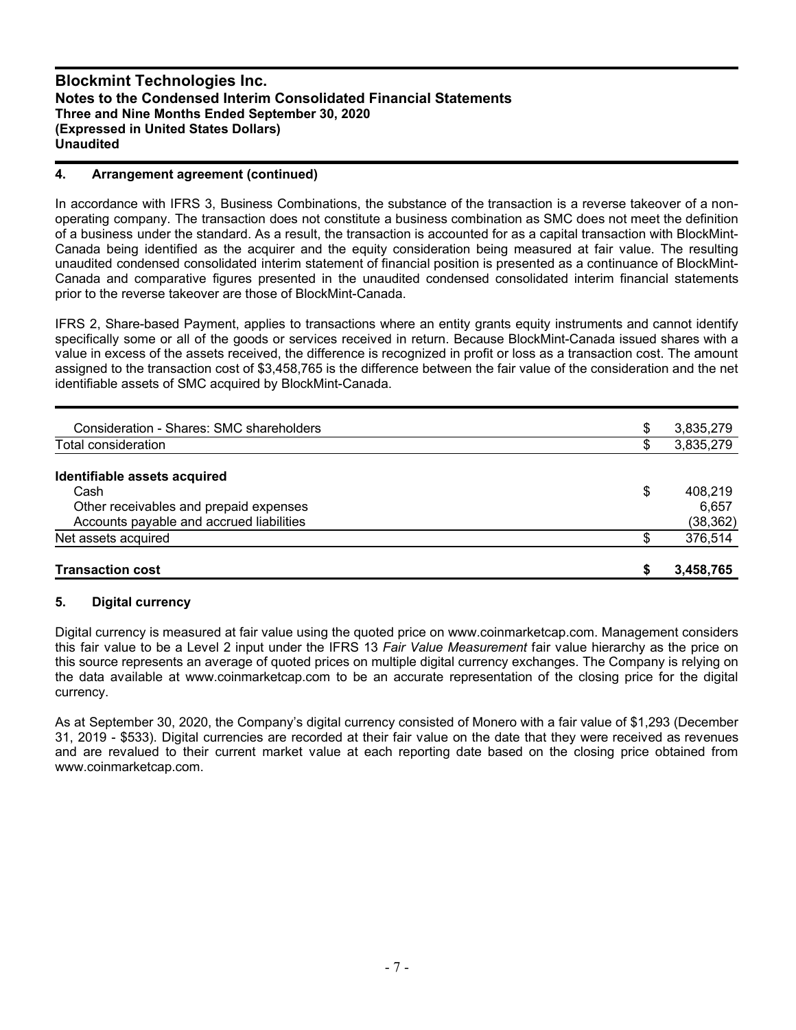## 4. Arrangement agreement (continued)

In accordance with IFRS 3, Business Combinations, the substance of the transaction is a reverse takeover of a non-operating company. The transaction does not constitute a business combination as SMC does not meet the definition of a business under the standard. As a result, the transaction is accounted for as a capital transaction with BlockMint-Canada being identified as the acquirer and the equity consideration being measured at fair value. The resulting unaudited condensed consolidated interim statement of financial position is presented as a continuance of BlockMint-Canada and comparative figures presented in the unaudited condensed consolidated interim financial statements prior to the reverse takeover are those of BlockMint-Canada.

IFRS 2, Share-based Payment, applies to transactions where an entity grants equity instruments and cannot identify specifically some or all of the goods or services received in return. Because BlockMint-Canada issued shares with a value in excess of the assets received, the difference is recognized in profit or loss as a transaction cost. The amount assigned to the transaction cost of $3,458,765 is the difference between the fair value of the consideration and the net identifiable assets of SMC acquired by BlockMint-Canada.

| | | |
|---|---|---|
| Consideration - Shares: SMC shareholders | $ | 3,835,279 |
| Total consideration | $ | 3,835,279 |
| **Identifiable assets acquired** | | |
| Cash | $ | 408,219 |
| Other receivables and prepaid expenses | | 6,657 |
| Accounts payable and accrued liabilities | | (38,362) |
| Net assets acquired | $ | 376,514 |
| **Transaction cost** | **$** | **3,458,765** |

## 5. Digital currency

Digital currency is measured at fair value using the quoted price on www.coinmarketcap.com. Management considers this fair value to be a Level 2 input under the IFRS 13 *Fair Value Measurement* fair value hierarchy as the price on this source represents an average of quoted prices on multiple digital currency exchanges. The Company is relying on the data available at www.coinmarketcap.com to be an accurate representation of the closing price for the digital currency.

As at September 30, 2020, the Company's digital currency consisted of Monero with a fair value of $1,293 (December 31, 2019 - $533). Digital currencies are recorded at their fair value on the date that they were received as revenues and are revalued to their current market value at each reporting date based on the closing price obtained from www.coinmarketcap.com.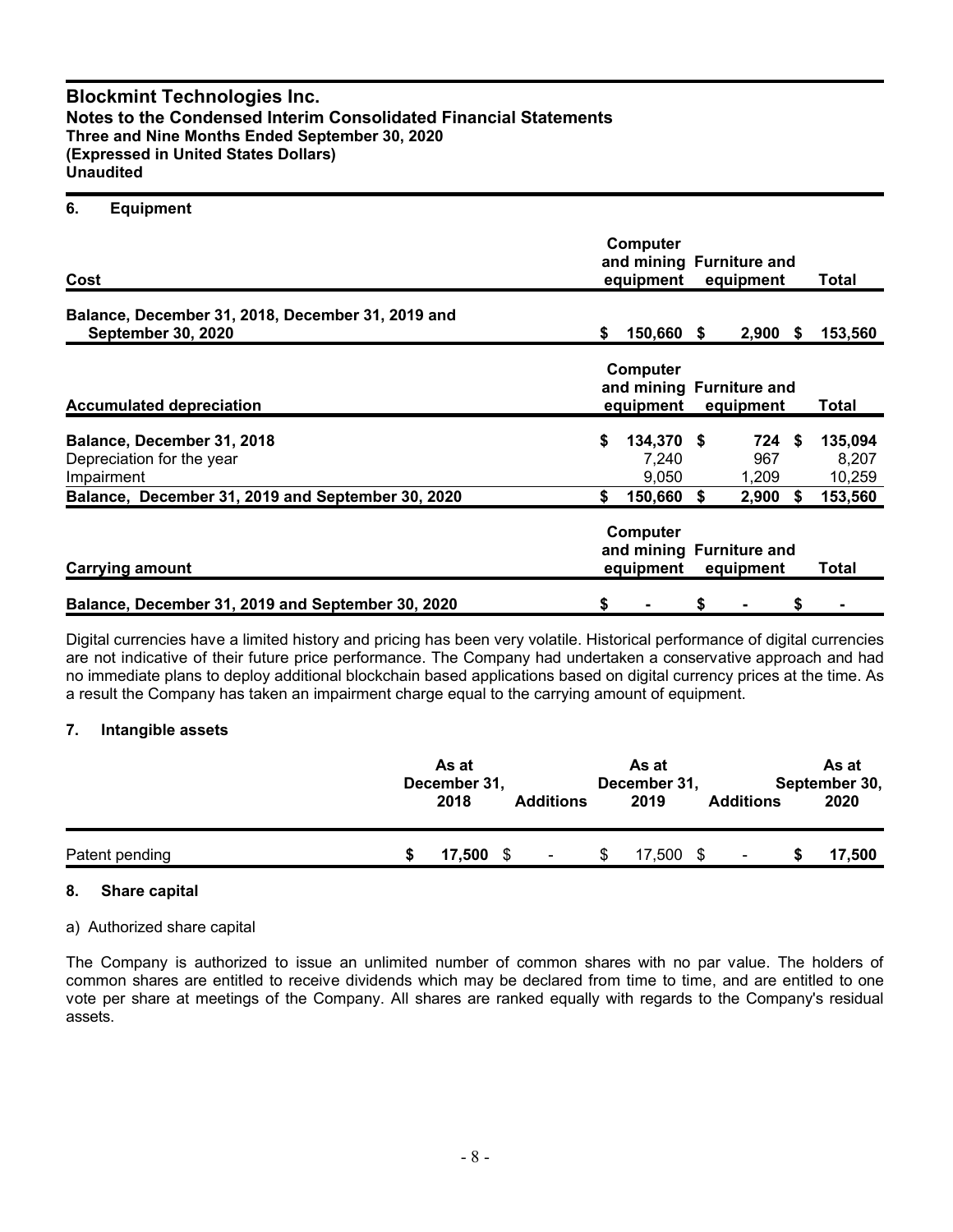### 6. Equipment

| Cost | Computer and mining equipment | Furniture and equipment | Total |
|---|---|---|---|
| **Balance, December 31, 2018, December 31, 2019 and September 30, 2020** | **$ 150,660** | **$ 2,900** | **$ 153,560** |

| Accumulated depreciation | Computer and mining equipment | Furniture and equipment | Total |
|---|---|---|---|
| **Balance, December 31, 2018** | **$ 134,370** | **$ 724** | **$ 135,094** |
| Depreciation for the year | 7,240 | 967 | 8,207 |
| Impairment | 9,050 | 1,209 | 10,259 |
| **Balance, December 31, 2019 and September 30, 2020** | **$ 150,660** | **$ 2,900** | **$ 153,560** |

| Carrying amount | Computer and mining equipment | Furniture and equipment | Total |
|---|---|---|---|
| **Balance, December 31, 2019 and September 30, 2020** | **$ -** | **$ -** | **$ -** |

Digital currencies have a limited history and pricing has been very volatile. Historical performance of digital currencies are not indicative of their future price performance. The Company had undertaken a conservative approach and had no immediate plans to deploy additional blockchain based applications based on digital currency prices at the time. As a result the Company has taken an impairment charge equal to the carrying amount of equipment.

### 7. Intangible assets

| | As at December 31, 2018 | Additions | As at December 31, 2019 | Additions | As at September 30, 2020 |
|---|---|---|---|---|---|
| Patent pending | **$ 17,500** | $ - | $ 17,500 | $ - | **$ 17,500** |

### 8. Share capital

a) Authorized share capital

The Company is authorized to issue an unlimited number of common shares with no par value. The holders of common shares are entitled to receive dividends which may be declared from time to time, and are entitled to one vote per share at meetings of the Company. All shares are ranked equally with regards to the Company's residual assets.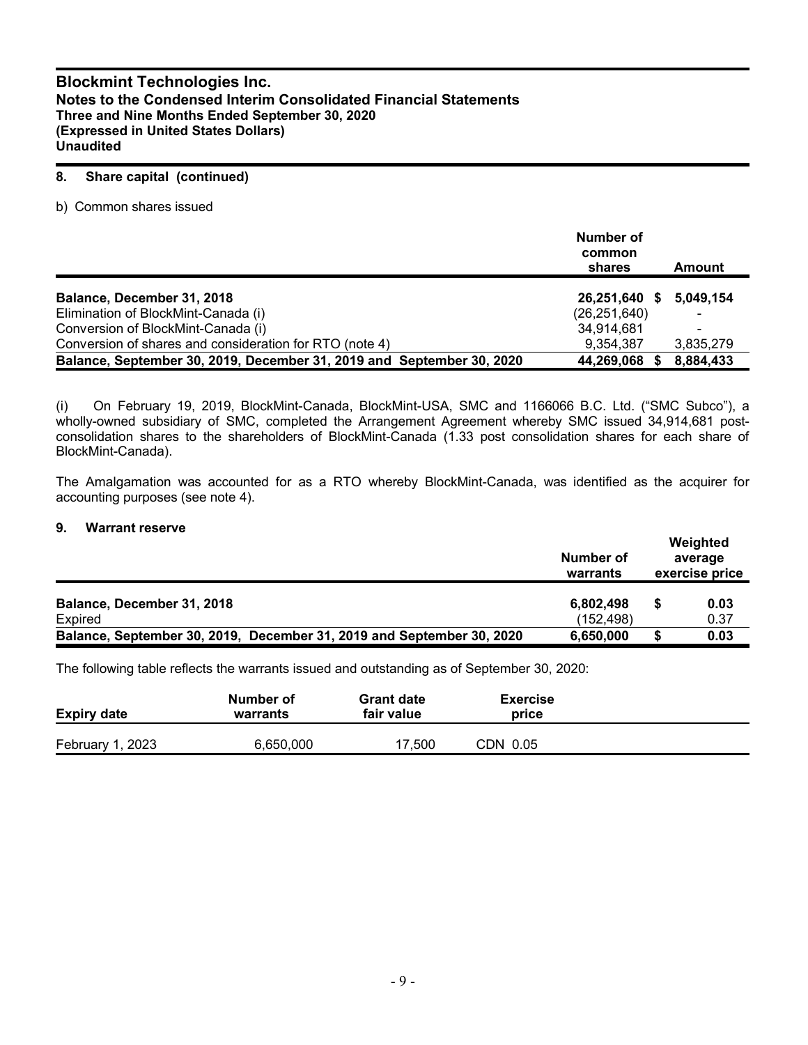# Blockmint Technologies Inc.

**Notes to the Condensed Interim Consolidated Financial Statements**
**Three and Nine Months Ended September 30, 2020**
**(Expressed in United States Dollars)**
**Unaudited**

## 8. Share capital (continued)

b) Common shares issued

| | Number of common shares | Amount |
|---|---|---|
| **Balance, December 31, 2018** | **26,251,640** | **$ 5,049,154** |
| Elimination of BlockMint-Canada (i) | (26,251,640) | - |
| Conversion of BlockMint-Canada (i) | 34,914,681 | - |
| Conversion of shares and consideration for RTO (note 4) | 9,354,387 | 3,835,279 |
| **Balance, September 30, 2019, December 31, 2019 and September 30, 2020** | **44,269,068** | **$ 8,884,433** |

(i) On February 19, 2019, BlockMint-Canada, BlockMint-USA, SMC and 1166066 B.C. Ltd. ("SMC Subco"), a wholly-owned subsidiary of SMC, completed the Arrangement Agreement whereby SMC issued 34,914,681 post-consolidation shares to the shareholders of BlockMint-Canada (1.33 post consolidation shares for each share of BlockMint-Canada).

The Amalgamation was accounted for as a RTO whereby BlockMint-Canada, was identified as the acquirer for accounting purposes (see note 4).

## 9. Warrant reserve

| | Number of warrants | Weighted average exercise price |
|---|---|---|
| **Balance, December 31, 2018** | **6,802,498** | **$ 0.03** |
| Expired | (152,498) | 0.37 |
| **Balance, September 30, 2019, December 31, 2019 and September 30, 2020** | **6,650,000** | **$ 0.03** |

The following table reflects the warrants issued and outstanding as of September 30, 2020:

| Expiry date | Number of warrants | Grant date fair value | Exercise price |
|---|---|---|---|
| February 1, 2023 | 6,650,000 | 17,500 | CDN 0.05 |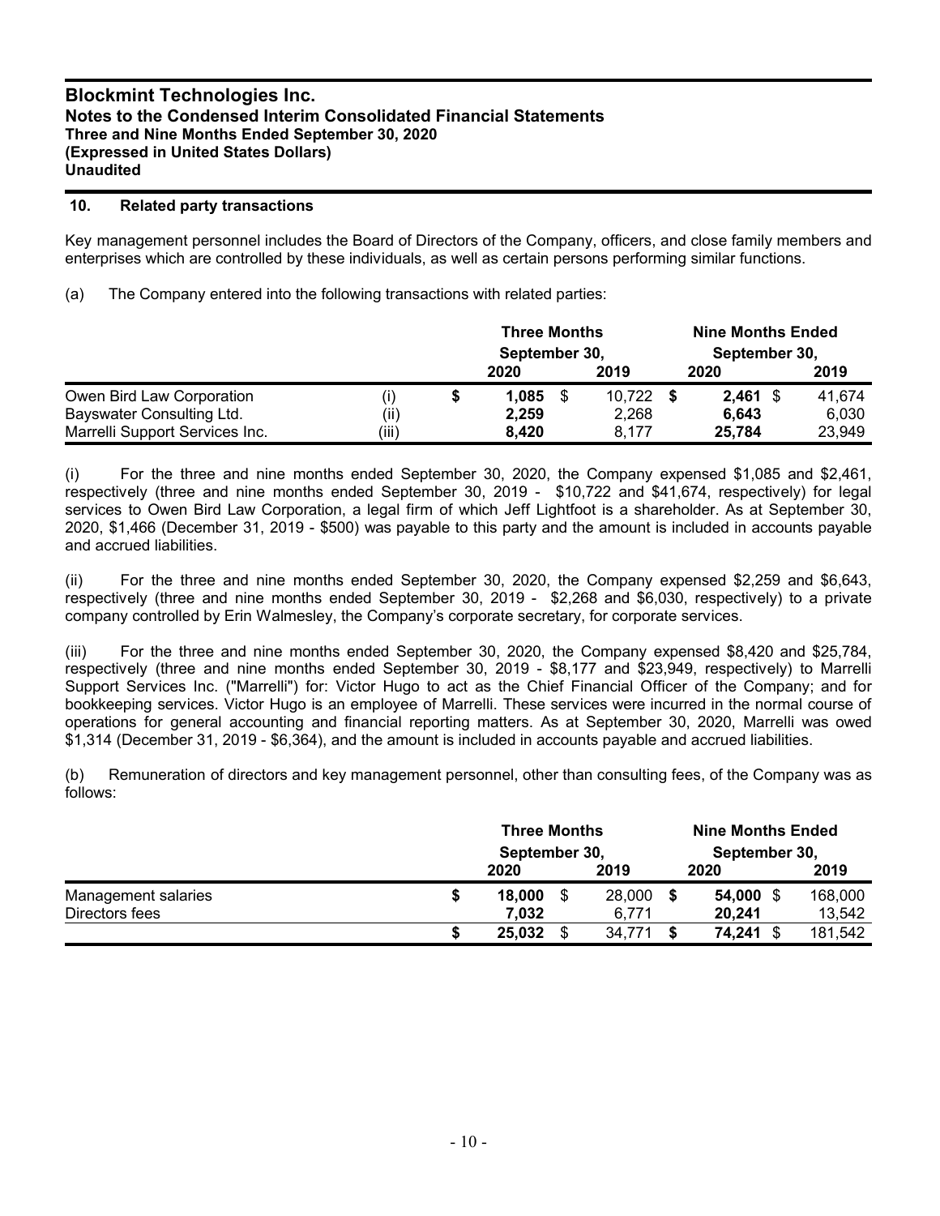## 10. Related party transactions

Key management personnel includes the Board of Directors of the Company, officers, and close family members and enterprises which are controlled by these individuals, as well as certain persons performing similar functions.

(a) The Company entered into the following transactions with related parties:

| | | Three Months September 30, 2020 | Three Months September 30, 2019 | Nine Months Ended September 30, 2020 | Nine Months Ended September 30, 2019 |
|---|---|---|---|---|---|
| Owen Bird Law Corporation | (i) | **$ 1,085** | $ 10,722 | **$ 2,461** | $ 41,674 |
| Bayswater Consulting Ltd. | (ii) | **2,259** | 2,268 | **6,643** | 6,030 |
| Marrelli Support Services Inc. | (iii) | **8,420** | 8,177 | **25,784** | 23,949 |

(i) For the three and nine months ended September 30, 2020, the Company expensed $1,085 and $2,461, respectively (three and nine months ended September 30, 2019 - $10,722 and $41,674, respectively) for legal services to Owen Bird Law Corporation, a legal firm of which Jeff Lightfoot is a shareholder. As at September 30, 2020, $1,466 (December 31, 2019 - $500) was payable to this party and the amount is included in accounts payable and accrued liabilities.

(ii) For the three and nine months ended September 30, 2020, the Company expensed $2,259 and $6,643, respectively (three and nine months ended September 30, 2019 - $2,268 and $6,030, respectively) to a private company controlled by Erin Walmesley, the Company's corporate secretary, for corporate services.

(iii) For the three and nine months ended September 30, 2020, the Company expensed $8,420 and $25,784, respectively (three and nine months ended September 30, 2019 - $8,177 and $23,949, respectively) to Marrelli Support Services Inc. ("Marrelli") for: Victor Hugo to act as the Chief Financial Officer of the Company; and for bookkeeping services. Victor Hugo is an employee of Marrelli. These services were incurred in the normal course of operations for general accounting and financial reporting matters. As at September 30, 2020, Marrelli was owed $1,314 (December 31, 2019 - $6,364), and the amount is included in accounts payable and accrued liabilities.

(b) Remuneration of directors and key management personnel, other than consulting fees, of the Company was as follows:

| | Three Months September 30, 2020 | Three Months September 30, 2019 | Nine Months Ended September 30, 2020 | Nine Months Ended September 30, 2019 |
|---|---|---|---|---|
| Management salaries | **$ 18,000** | $ 28,000 | **$ 54,000** | $ 168,000 |
| Directors fees | **7,032** | 6,771 | **20,241** | 13,542 |
| | **$ 25,032** | $ 34,771 | **$ 74,241** | $ 181,542 |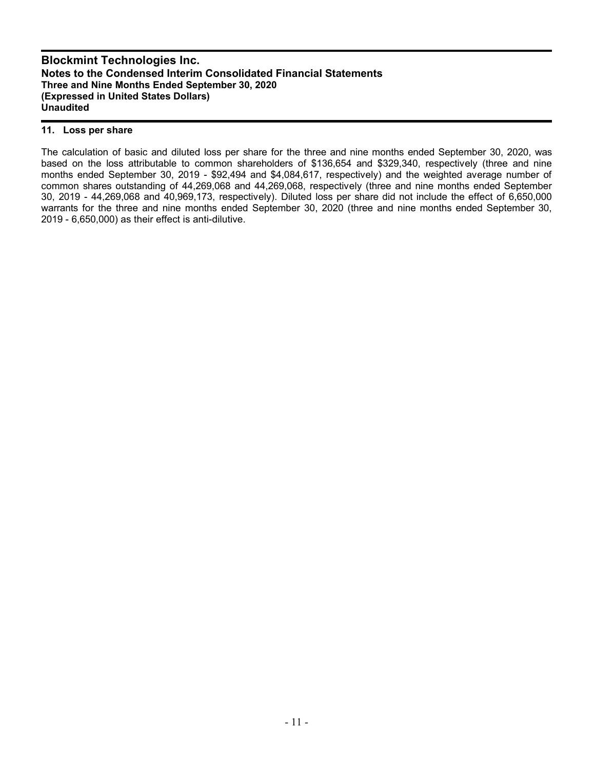## 11. Loss per share

The calculation of basic and diluted loss per share for the three and nine months ended September 30, 2020, was based on the loss attributable to common shareholders of $136,654 and $329,340, respectively (three and nine months ended September 30, 2019 - $92,494 and $4,084,617, respectively) and the weighted average number of common shares outstanding of 44,269,068 and 44,269,068, respectively (three and nine months ended September 30, 2019 - 44,269,068 and 40,969,173, respectively). Diluted loss per share did not include the effect of 6,650,000 warrants for the three and nine months ended September 30, 2020 (three and nine months ended September 30, 2019 - 6,650,000) as their effect is anti-dilutive.